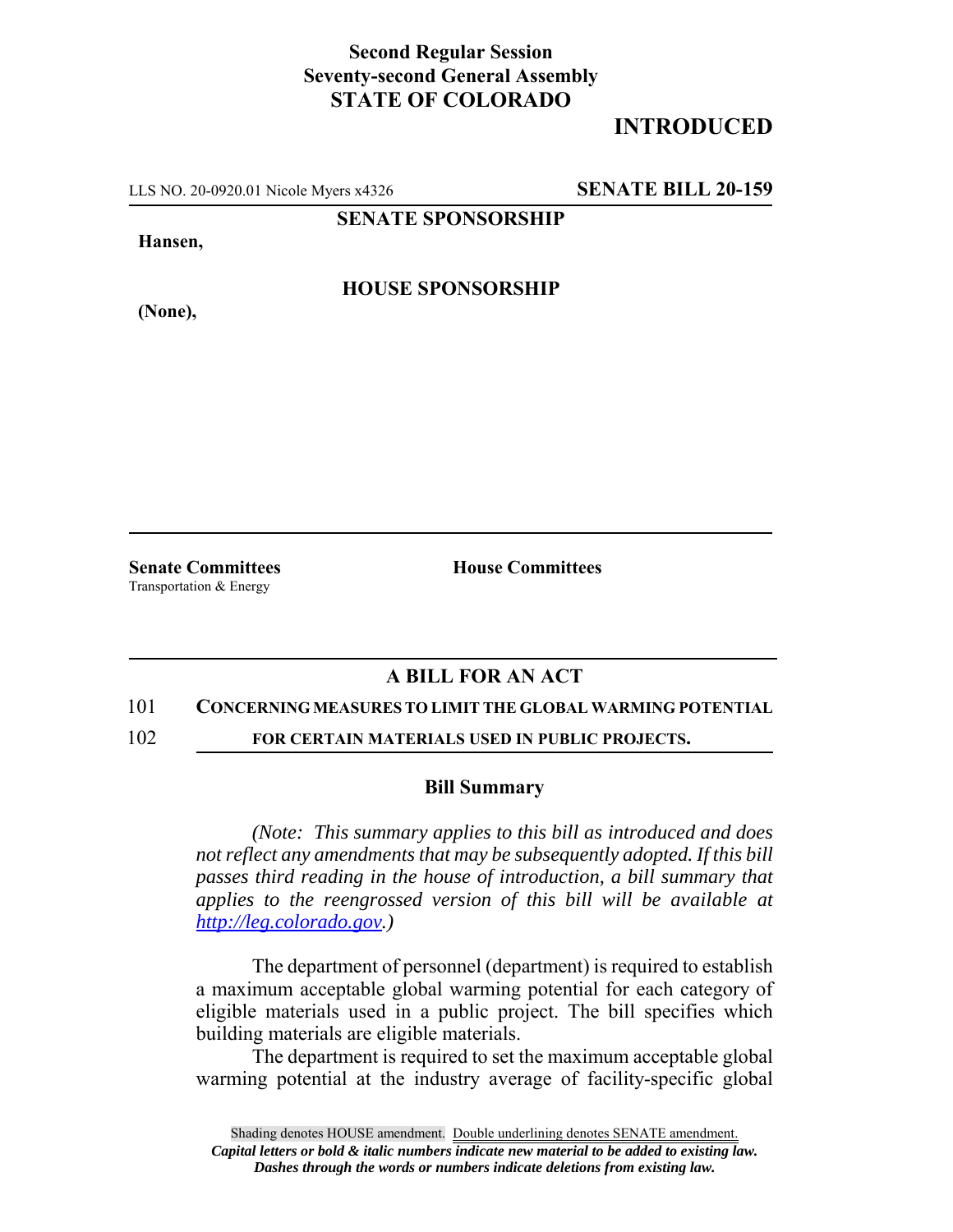**Second Regular Session**
**Seventy-second General Assembly**
**STATE OF COLORADO**

# INTRODUCED

LLS NO. 20-0920.01 Nicole Myers x4326 **SENATE BILL 20-159**

**SENATE SPONSORSHIP**

**Hansen,**

**HOUSE SPONSORSHIP**

**(None),**

**Senate Committees**
Transportation & Energy

**House Committees**

## A BILL FOR AN ACT

101 **CONCERNING MEASURES TO LIMIT THE GLOBAL WARMING POTENTIAL**
102 **FOR CERTAIN MATERIALS USED IN PUBLIC PROJECTS.**

### Bill Summary

*(Note: This summary applies to this bill as introduced and does not reflect any amendments that may be subsequently adopted. If this bill passes third reading in the house of introduction, a bill summary that applies to the reengrossed version of this bill will be available at http://leg.colorado.gov.)*

The department of personnel (department) is required to establish a maximum acceptable global warming potential for each category of eligible materials used in a public project. The bill specifies which building materials are eligible materials.

The department is required to set the maximum acceptable global warming potential at the industry average of facility-specific global

Shading denotes HOUSE amendment. Double underlining denotes SENATE amendment.
*Capital letters or bold & italic numbers indicate new material to be added to existing law.*
*Dashes through the words or numbers indicate deletions from existing law.*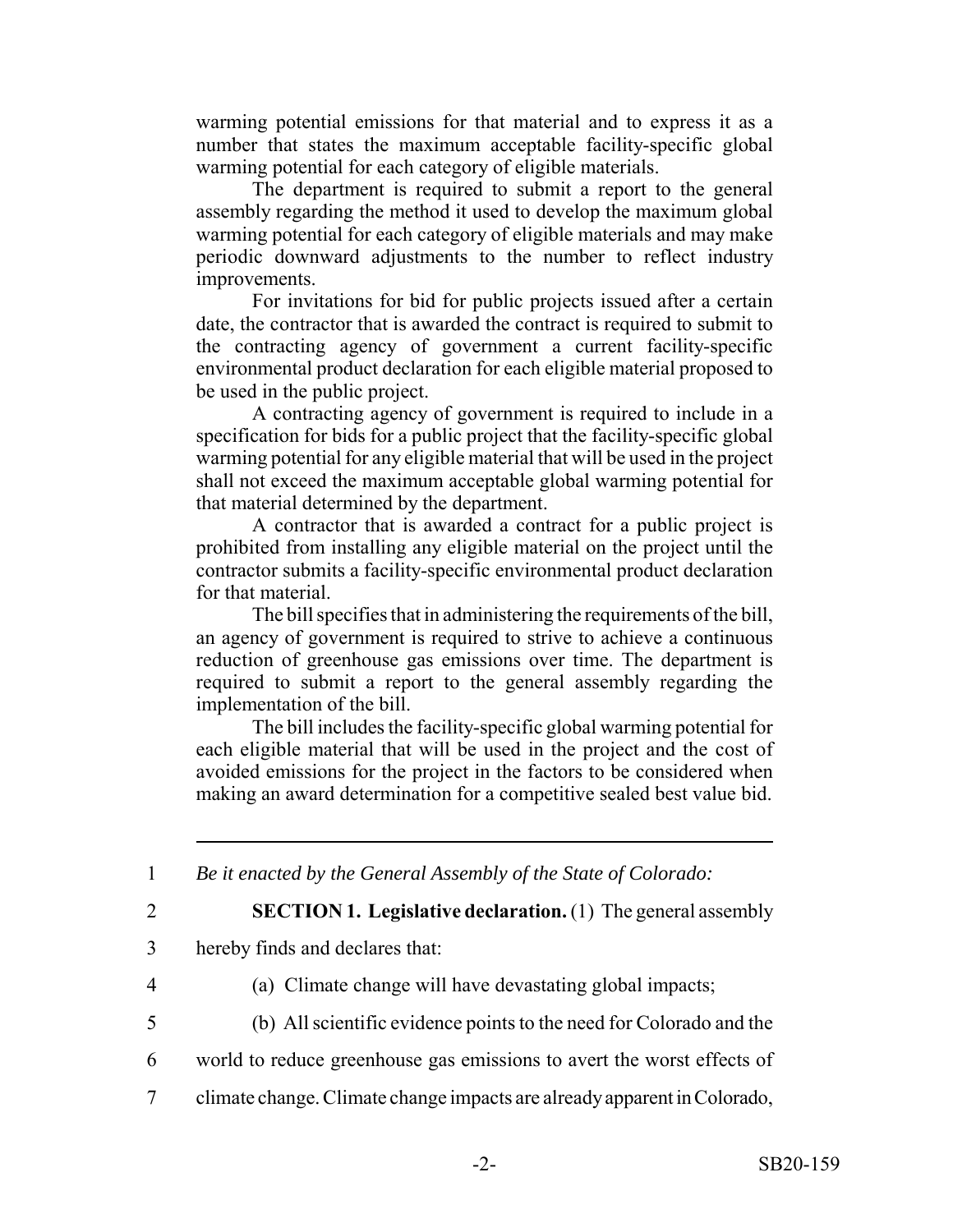warming potential emissions for that material and to express it as a number that states the maximum acceptable facility-specific global warming potential for each category of eligible materials.

The department is required to submit a report to the general assembly regarding the method it used to develop the maximum global warming potential for each category of eligible materials and may make periodic downward adjustments to the number to reflect industry improvements.

For invitations for bid for public projects issued after a certain date, the contractor that is awarded the contract is required to submit to the contracting agency of government a current facility-specific environmental product declaration for each eligible material proposed to be used in the public project.

A contracting agency of government is required to include in a specification for bids for a public project that the facility-specific global warming potential for any eligible material that will be used in the project shall not exceed the maximum acceptable global warming potential for that material determined by the department.

A contractor that is awarded a contract for a public project is prohibited from installing any eligible material on the project until the contractor submits a facility-specific environmental product declaration for that material.

The bill specifies that in administering the requirements of the bill, an agency of government is required to strive to achieve a continuous reduction of greenhouse gas emissions over time. The department is required to submit a report to the general assembly regarding the implementation of the bill.

The bill includes the facility-specific global warming potential for each eligible material that will be used in the project and the cost of avoided emissions for the project in the factors to be considered when making an award determination for a competitive sealed best value bid.

---

1 *Be it enacted by the General Assembly of the State of Colorado:*

2 **SECTION 1. Legislative declaration.** (1) The general assembly

3 hereby finds and declares that:

4 (a) Climate change will have devastating global impacts;

5 (b) All scientific evidence points to the need for Colorado and the

6 world to reduce greenhouse gas emissions to avert the worst effects of

7 climate change. Climate change impacts are already apparent in Colorado,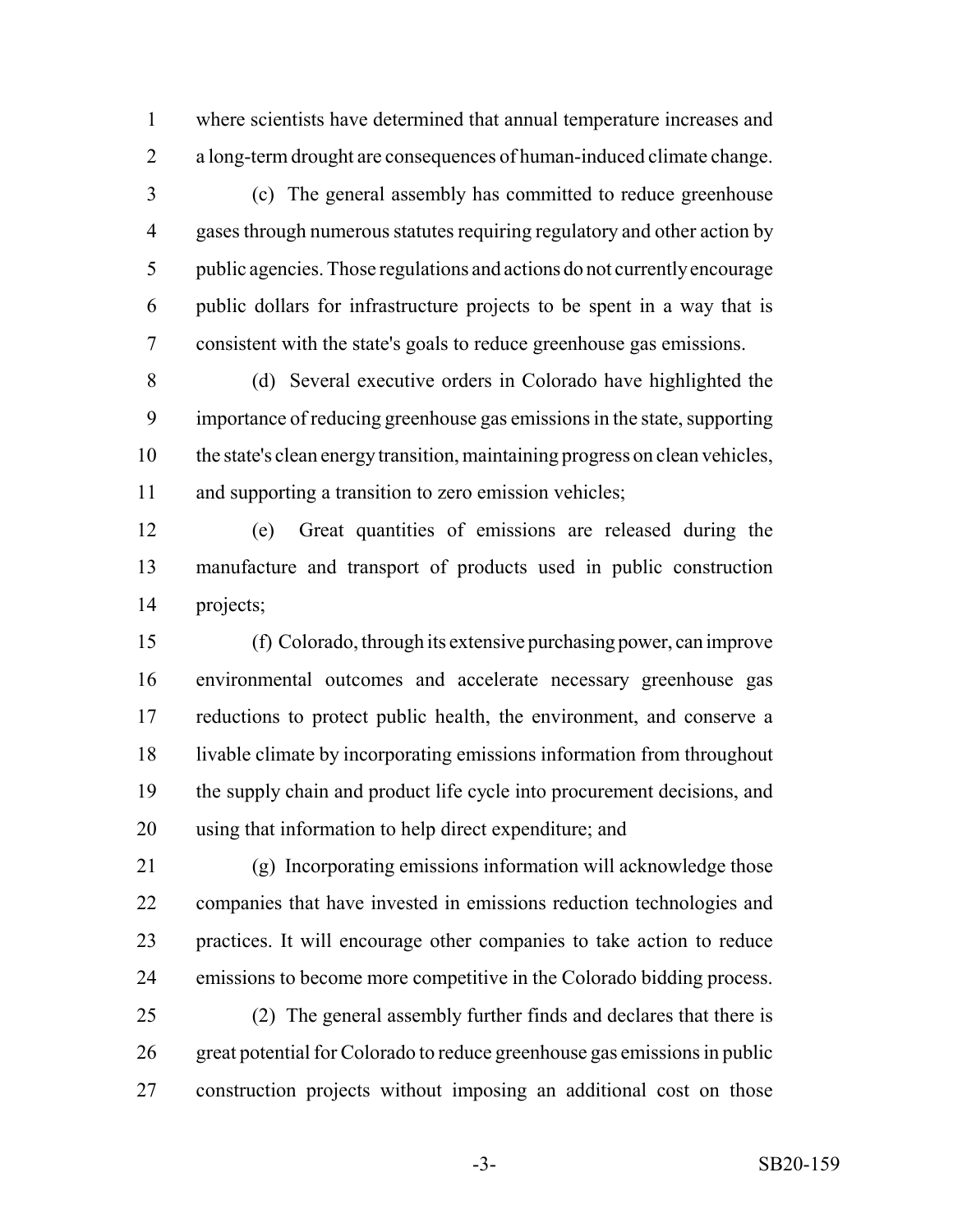where scientists have determined that annual temperature increases and a long-term drought are consequences of human-induced climate change.

(c) The general assembly has committed to reduce greenhouse gases through numerous statutes requiring regulatory and other action by public agencies. Those regulations and actions do not currently encourage public dollars for infrastructure projects to be spent in a way that is consistent with the state's goals to reduce greenhouse gas emissions.

(d) Several executive orders in Colorado have highlighted the importance of reducing greenhouse gas emissions in the state, supporting the state's clean energy transition, maintaining progress on clean vehicles, and supporting a transition to zero emission vehicles;

(e) Great quantities of emissions are released during the manufacture and transport of products used in public construction projects;

(f) Colorado, through its extensive purchasing power, can improve environmental outcomes and accelerate necessary greenhouse gas reductions to protect public health, the environment, and conserve a livable climate by incorporating emissions information from throughout the supply chain and product life cycle into procurement decisions, and using that information to help direct expenditure; and

(g) Incorporating emissions information will acknowledge those companies that have invested in emissions reduction technologies and practices. It will encourage other companies to take action to reduce emissions to become more competitive in the Colorado bidding process.

(2) The general assembly further finds and declares that there is great potential for Colorado to reduce greenhouse gas emissions in public construction projects without imposing an additional cost on those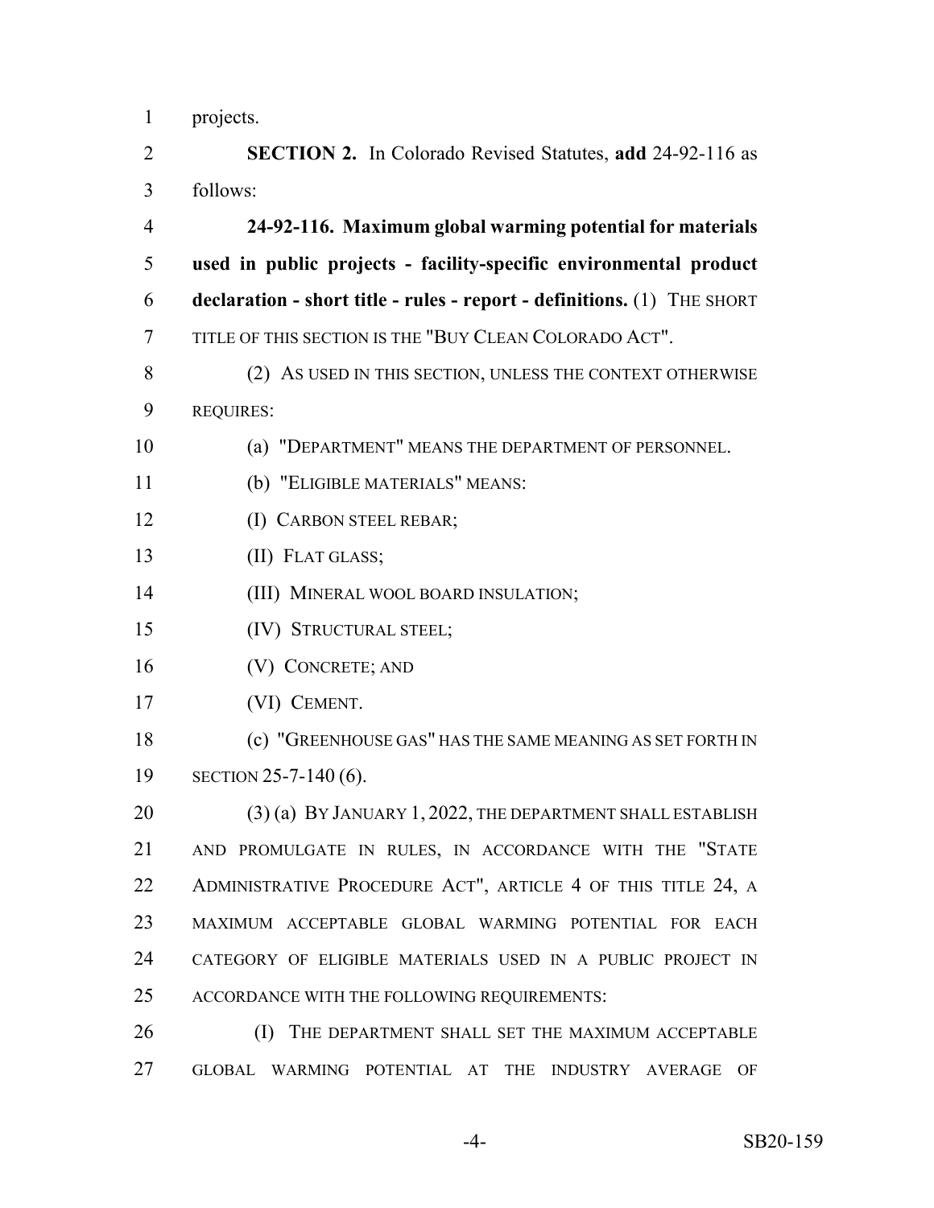projects.

**SECTION 2.** In Colorado Revised Statutes, **add** 24-92-116 as follows:

**24-92-116. Maximum global warming potential for materials used in public projects - facility-specific environmental product declaration - short title - rules - report - definitions.** (1) THE SHORT TITLE OF THIS SECTION IS THE "BUY CLEAN COLORADO ACT".

(2) AS USED IN THIS SECTION, UNLESS THE CONTEXT OTHERWISE REQUIRES:

(a) "DEPARTMENT" MEANS THE DEPARTMENT OF PERSONNEL.

(b) "ELIGIBLE MATERIALS" MEANS:

(I) CARBON STEEL REBAR;

(II) FLAT GLASS;

(III) MINERAL WOOL BOARD INSULATION;

(IV) STRUCTURAL STEEL;

(V) CONCRETE; AND

(VI) CEMENT.

(c) "GREENHOUSE GAS" HAS THE SAME MEANING AS SET FORTH IN SECTION 25-7-140 (6).

(3) (a) BY JANUARY 1, 2022, THE DEPARTMENT SHALL ESTABLISH AND PROMULGATE IN RULES, IN ACCORDANCE WITH THE "STATE ADMINISTRATIVE PROCEDURE ACT", ARTICLE 4 OF THIS TITLE 24, A MAXIMUM ACCEPTABLE GLOBAL WARMING POTENTIAL FOR EACH CATEGORY OF ELIGIBLE MATERIALS USED IN A PUBLIC PROJECT IN ACCORDANCE WITH THE FOLLOWING REQUIREMENTS:

(I) THE DEPARTMENT SHALL SET THE MAXIMUM ACCEPTABLE GLOBAL WARMING POTENTIAL AT THE INDUSTRY AVERAGE OF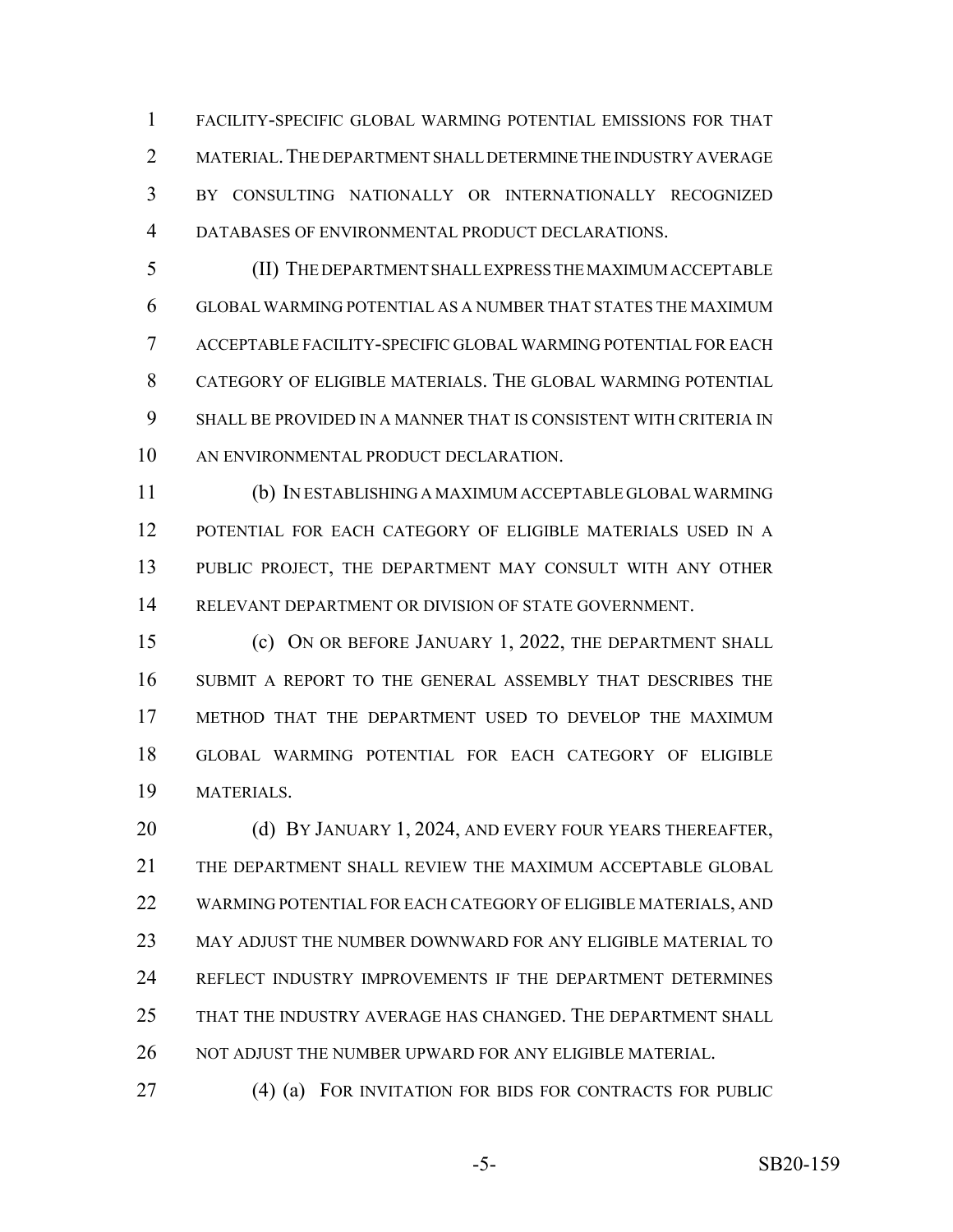FACILITY-SPECIFIC GLOBAL WARMING POTENTIAL EMISSIONS FOR THAT MATERIAL. THE DEPARTMENT SHALL DETERMINE THE INDUSTRY AVERAGE BY CONSULTING NATIONALLY OR INTERNATIONALLY RECOGNIZED DATABASES OF ENVIRONMENTAL PRODUCT DECLARATIONS.

(II) THE DEPARTMENT SHALL EXPRESS THE MAXIMUM ACCEPTABLE GLOBAL WARMING POTENTIAL AS A NUMBER THAT STATES THE MAXIMUM ACCEPTABLE FACILITY-SPECIFIC GLOBAL WARMING POTENTIAL FOR EACH CATEGORY OF ELIGIBLE MATERIALS. THE GLOBAL WARMING POTENTIAL SHALL BE PROVIDED IN A MANNER THAT IS CONSISTENT WITH CRITERIA IN AN ENVIRONMENTAL PRODUCT DECLARATION.

(b) IN ESTABLISHING A MAXIMUM ACCEPTABLE GLOBAL WARMING POTENTIAL FOR EACH CATEGORY OF ELIGIBLE MATERIALS USED IN A PUBLIC PROJECT, THE DEPARTMENT MAY CONSULT WITH ANY OTHER RELEVANT DEPARTMENT OR DIVISION OF STATE GOVERNMENT.

(c) ON OR BEFORE JANUARY 1, 2022, THE DEPARTMENT SHALL SUBMIT A REPORT TO THE GENERAL ASSEMBLY THAT DESCRIBES THE METHOD THAT THE DEPARTMENT USED TO DEVELOP THE MAXIMUM GLOBAL WARMING POTENTIAL FOR EACH CATEGORY OF ELIGIBLE MATERIALS.

(d) BY JANUARY 1, 2024, AND EVERY FOUR YEARS THEREAFTER, THE DEPARTMENT SHALL REVIEW THE MAXIMUM ACCEPTABLE GLOBAL WARMING POTENTIAL FOR EACH CATEGORY OF ELIGIBLE MATERIALS, AND MAY ADJUST THE NUMBER DOWNWARD FOR ANY ELIGIBLE MATERIAL TO REFLECT INDUSTRY IMPROVEMENTS IF THE DEPARTMENT DETERMINES THAT THE INDUSTRY AVERAGE HAS CHANGED. THE DEPARTMENT SHALL NOT ADJUST THE NUMBER UPWARD FOR ANY ELIGIBLE MATERIAL.

(4) (a) FOR INVITATION FOR BIDS FOR CONTRACTS FOR PUBLIC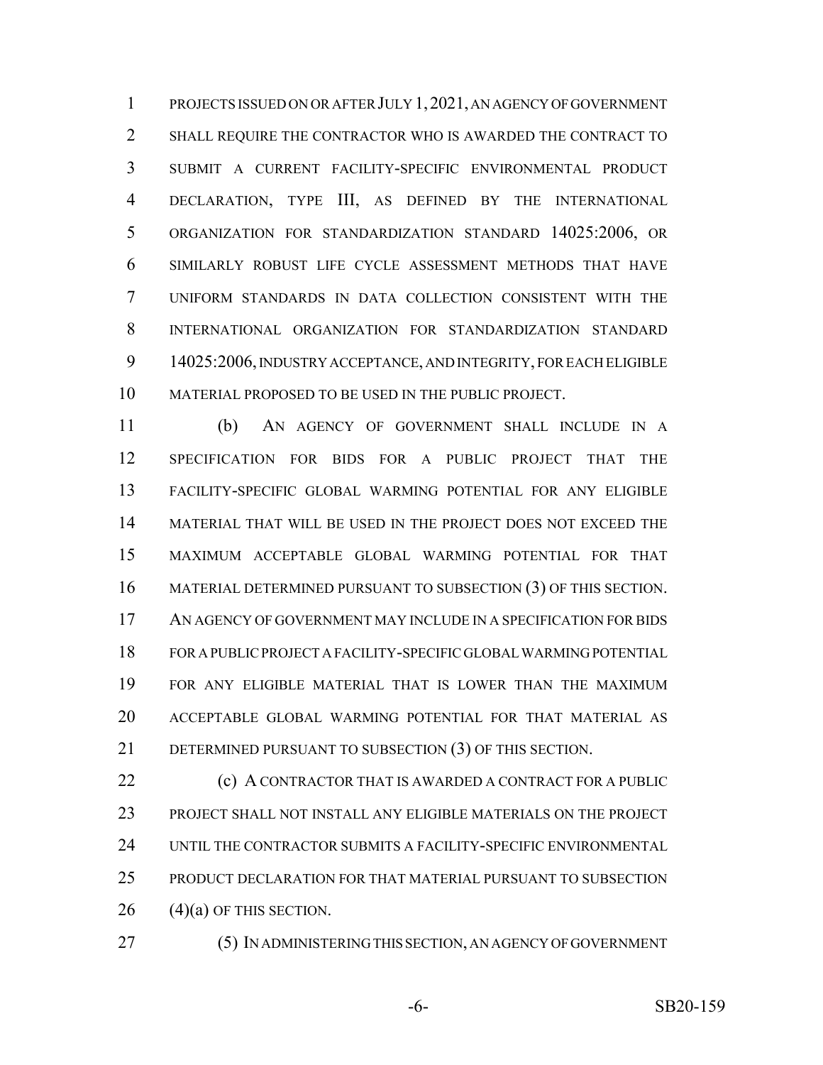PROJECTS ISSUED ON OR AFTER JULY 1, 2021, AN AGENCY OF GOVERNMENT SHALL REQUIRE THE CONTRACTOR WHO IS AWARDED THE CONTRACT TO SUBMIT A CURRENT FACILITY-SPECIFIC ENVIRONMENTAL PRODUCT DECLARATION, TYPE III, AS DEFINED BY THE INTERNATIONAL ORGANIZATION FOR STANDARDIZATION STANDARD 14025:2006, OR SIMILARLY ROBUST LIFE CYCLE ASSESSMENT METHODS THAT HAVE UNIFORM STANDARDS IN DATA COLLECTION CONSISTENT WITH THE INTERNATIONAL ORGANIZATION FOR STANDARDIZATION STANDARD 14025:2006, INDUSTRY ACCEPTANCE, AND INTEGRITY, FOR EACH ELIGIBLE MATERIAL PROPOSED TO BE USED IN THE PUBLIC PROJECT.

(b) AN AGENCY OF GOVERNMENT SHALL INCLUDE IN A SPECIFICATION FOR BIDS FOR A PUBLIC PROJECT THAT THE FACILITY-SPECIFIC GLOBAL WARMING POTENTIAL FOR ANY ELIGIBLE MATERIAL THAT WILL BE USED IN THE PROJECT DOES NOT EXCEED THE MAXIMUM ACCEPTABLE GLOBAL WARMING POTENTIAL FOR THAT MATERIAL DETERMINED PURSUANT TO SUBSECTION (3) OF THIS SECTION. AN AGENCY OF GOVERNMENT MAY INCLUDE IN A SPECIFICATION FOR BIDS FOR A PUBLIC PROJECT A FACILITY-SPECIFIC GLOBAL WARMING POTENTIAL FOR ANY ELIGIBLE MATERIAL THAT IS LOWER THAN THE MAXIMUM ACCEPTABLE GLOBAL WARMING POTENTIAL FOR THAT MATERIAL AS DETERMINED PURSUANT TO SUBSECTION (3) OF THIS SECTION.

(c) A CONTRACTOR THAT IS AWARDED A CONTRACT FOR A PUBLIC PROJECT SHALL NOT INSTALL ANY ELIGIBLE MATERIALS ON THE PROJECT UNTIL THE CONTRACTOR SUBMITS A FACILITY-SPECIFIC ENVIRONMENTAL PRODUCT DECLARATION FOR THAT MATERIAL PURSUANT TO SUBSECTION (4)(a) OF THIS SECTION.

(5) IN ADMINISTERING THIS SECTION, AN AGENCY OF GOVERNMENT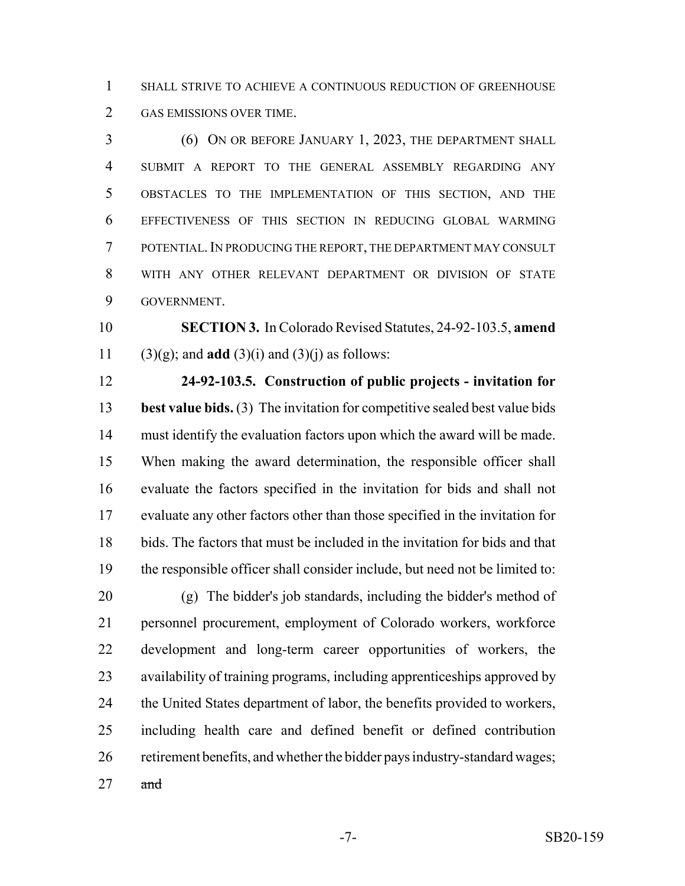SHALL STRIVE TO ACHIEVE A CONTINUOUS REDUCTION OF GREENHOUSE GAS EMISSIONS OVER TIME.

(6) ON OR BEFORE JANUARY 1, 2023, THE DEPARTMENT SHALL SUBMIT A REPORT TO THE GENERAL ASSEMBLY REGARDING ANY OBSTACLES TO THE IMPLEMENTATION OF THIS SECTION, AND THE EFFECTIVENESS OF THIS SECTION IN REDUCING GLOBAL WARMING POTENTIAL. IN PRODUCING THE REPORT, THE DEPARTMENT MAY CONSULT WITH ANY OTHER RELEVANT DEPARTMENT OR DIVISION OF STATE GOVERNMENT.

**SECTION 3.** In Colorado Revised Statutes, 24-92-103.5, **amend** (3)(g); and **add** (3)(i) and (3)(j) as follows:

**24-92-103.5. Construction of public projects - invitation for best value bids.** (3) The invitation for competitive sealed best value bids must identify the evaluation factors upon which the award will be made. When making the award determination, the responsible officer shall evaluate the factors specified in the invitation for bids and shall not evaluate any other factors other than those specified in the invitation for bids. The factors that must be included in the invitation for bids and that the responsible officer shall consider include, but need not be limited to:

(g) The bidder's job standards, including the bidder's method of personnel procurement, employment of Colorado workers, workforce development and long-term career opportunities of workers, the availability of training programs, including apprenticeships approved by the United States department of labor, the benefits provided to workers, including health care and defined benefit or defined contribution retirement benefits, and whether the bidder pays industry-standard wages; ~~and~~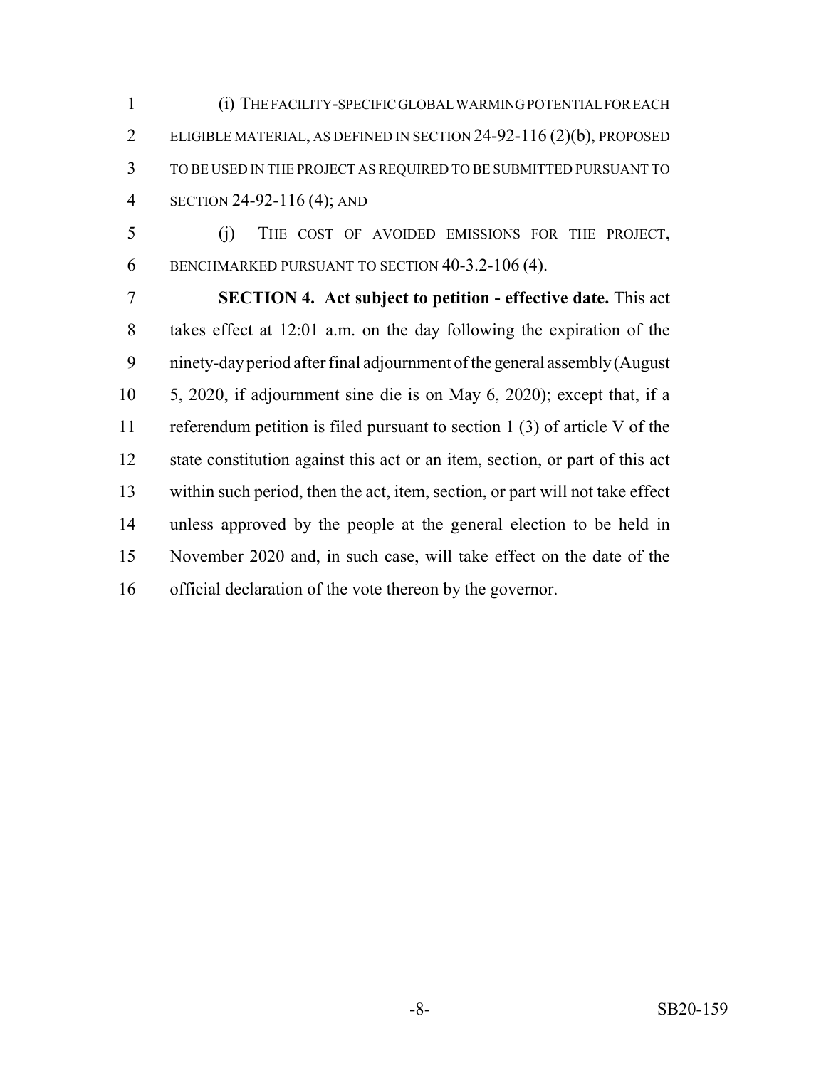(i) THE FACILITY-SPECIFIC GLOBAL WARMING POTENTIAL FOR EACH ELIGIBLE MATERIAL, AS DEFINED IN SECTION 24-92-116 (2)(b), PROPOSED TO BE USED IN THE PROJECT AS REQUIRED TO BE SUBMITTED PURSUANT TO SECTION 24-92-116 (4); AND

(j) THE COST OF AVOIDED EMISSIONS FOR THE PROJECT, BENCHMARKED PURSUANT TO SECTION 40-3.2-106 (4).

**SECTION 4. Act subject to petition - effective date.** This act takes effect at 12:01 a.m. on the day following the expiration of the ninety-day period after final adjournment of the general assembly (August 5, 2020, if adjournment sine die is on May 6, 2020); except that, if a referendum petition is filed pursuant to section 1 (3) of article V of the state constitution against this act or an item, section, or part of this act within such period, then the act, item, section, or part will not take effect unless approved by the people at the general election to be held in November 2020 and, in such case, will take effect on the date of the official declaration of the vote thereon by the governor.